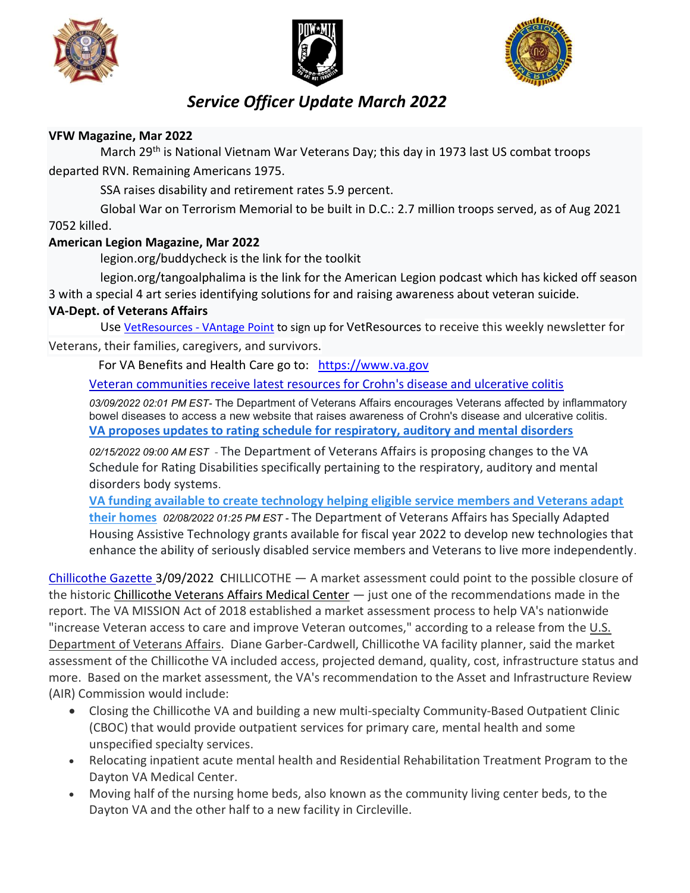# *Service Officer Update March 2022*

**VFW Magazine, Mar 2022**

March 29th is National Vietnam War Veterans Day; this day in 1973 last US combat troops departed RVN. Remaining Americans 1975.

SSA raises disability and retirement rates 5.9 percent.

Global War on Terrorism Memorial to be built in D.C.: 2.7 million troops served, as of Aug 2021 7052 killed.

**American Legion Magazine, Mar 2022**

legion.org/buddycheck is the link for the toolkit

legion.org/tangoalphalima is the link for the American Legion podcast which has kicked off season 3 with a special 4 art series identifying solutions for and raising awareness about veteran suicide.

**VA-Dept. of Veterans Affairs**

Use VetResources - VAntage Point to sign up for VetResources to receive this weekly newsletter for Veterans, their families, caregivers, and survivors.

For VA Benefits and Health Care go to: https://www.va.gov

Veteran communities receive latest resources for Crohn's disease and ulcerative colitis

*03/09/2022 02:01 PM EST*- The Department of Veterans Affairs encourages Veterans affected by inflammatory bowel diseases to access a new website that raises awareness of Crohn's disease and ulcerative colitis.

**VA proposes updates to rating schedule for respiratory, auditory and mental disorders**

*02/15/2022 09:00 AM EST* - The Department of Veterans Affairs is proposing changes to the VA Schedule for Rating Disabilities specifically pertaining to the respiratory, auditory and mental disorders body systems.

**VA funding available to create technology helping eligible service members and Veterans adapt their homes** *02/08/2022 01:25 PM EST* - The Department of Veterans Affairs has Specially Adapted Housing Assistive Technology grants available for fiscal year 2022 to develop new technologies that enhance the ability of seriously disabled service members and Veterans to live more independently.

Chillicothe Gazette 3/09/2022 CHILLICOTHE — A market assessment could point to the possible closure of the historic Chillicothe Veterans Affairs Medical Center — just one of the recommendations made in the report. The VA MISSION Act of 2018 established a market assessment process to help VA's nationwide "increase Veteran access to care and improve Veteran outcomes," according to a release from the U.S. Department of Veterans Affairs. Diane Garber-Cardwell, Chillicothe VA facility planner, said the market assessment of the Chillicothe VA included access, projected demand, quality, cost, infrastructure status and more. Based on the market assessment, the VA's recommendation to the Asset and Infrastructure Review (AIR) Commission would include:

- Closing the Chillicothe VA and building a new multi-specialty Community-Based Outpatient Clinic (CBOC) that would provide outpatient services for primary care, mental health and some unspecified specialty services.
- Relocating inpatient acute mental health and Residential Rehabilitation Treatment Program to the Dayton VA Medical Center.
- Moving half of the nursing home beds, also known as the community living center beds, to the Dayton VA and the other half to a new facility in Circleville.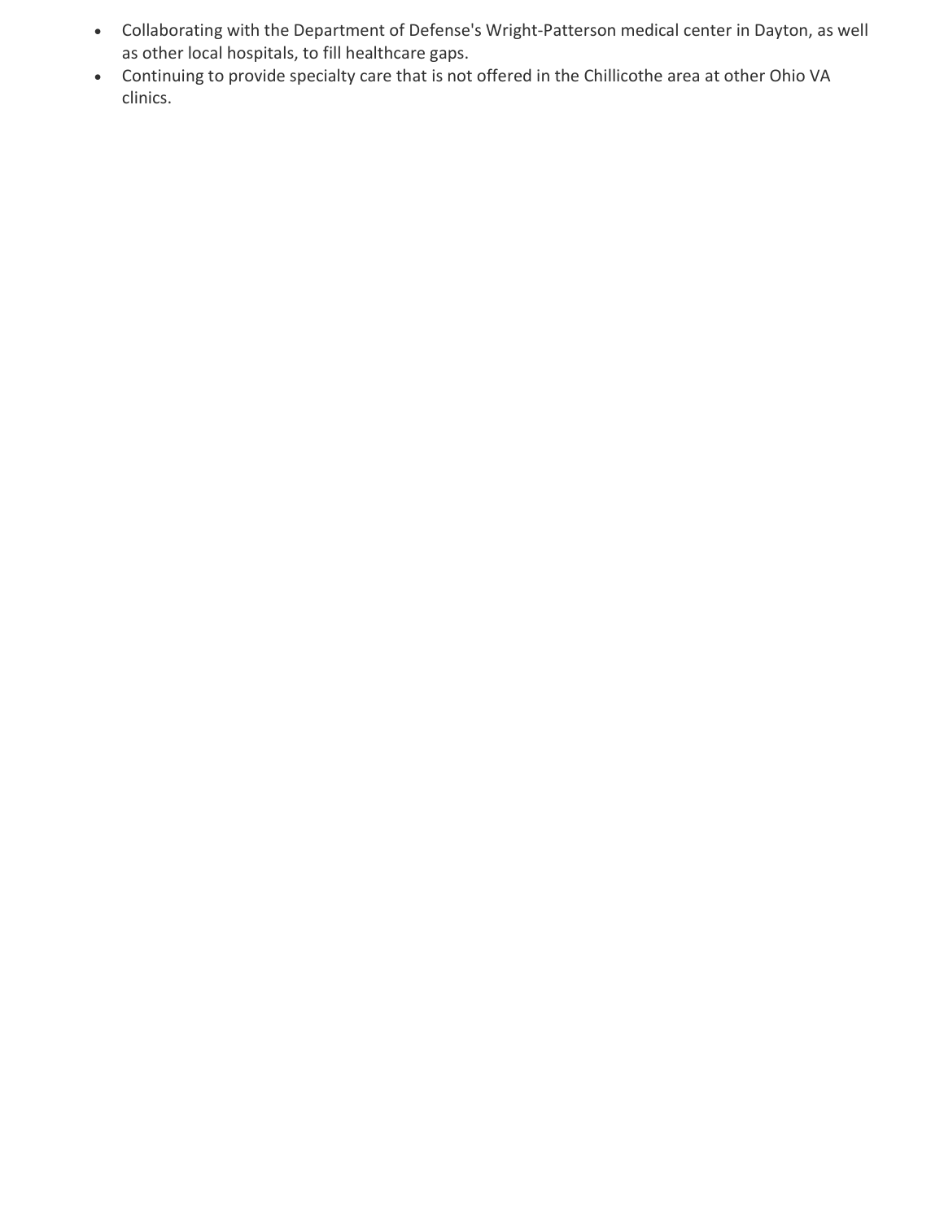- Collaborating with the Department of Defense's Wright-Patterson medical center in Dayton, as well as other local hospitals, to fill healthcare gaps.
- Continuing to provide specialty care that is not offered in the Chillicothe area at other Ohio VA clinics.